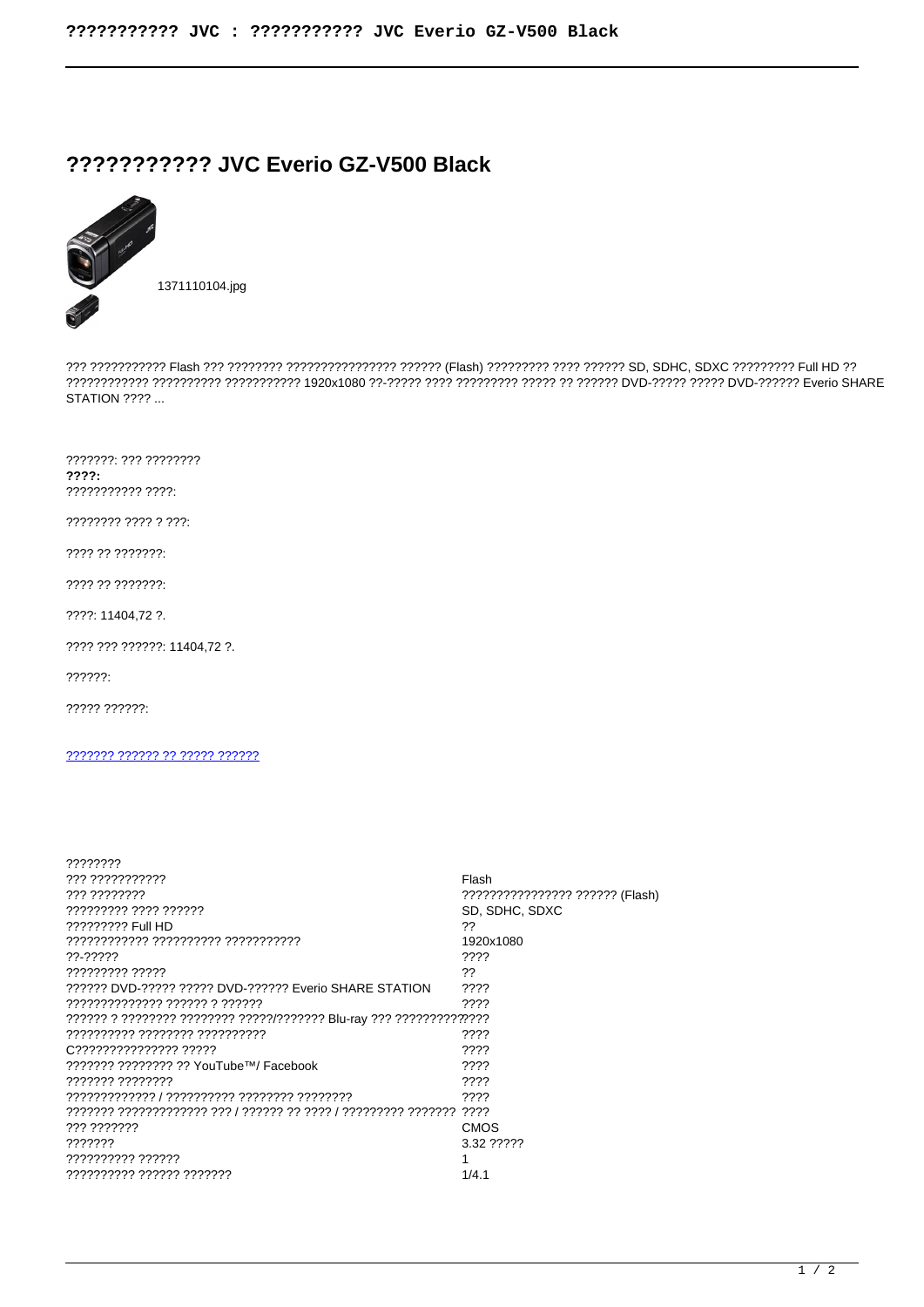# ??????????? JVC Everio GZ-V500 Black

1371110104.jpg

??? ??????????? Flash ??? ???????? ???????????????? ?????? (Flash) ????????? ???? ?????? SD, SDHC, SDXC ????????? Full HD ?? ??????????? ?????????? ??????????? 1920x1080 ??-????? ???? ????????? ????? ?? ?????? DVD-????? ????? DVD-?????? Everio SHARE STATION ???? ...

???????: ??? ????????

**????:**

??????????? ????:

???????? ???? ? ???:

???? ?? ???????:

???? ?? ???????:

????: 11404,72 ?.

???? ??? ??????: 11404,72 ?.

??????:

????? ??????:

[??????? ?????? ?? ????? ??????]()

| ???????? | |
|---|---|
| ??? ??????????? | Flash |
| ??? ???????? | ???????????????? ?????? (Flash) |
| ????????? ???? ?????? | SD, SDHC, SDXC |
| ????????? Full HD | ?? |
| ??????????? ?????????? ??????????? | 1920x1080 |
| ??-????? | ???? |
| ????????? ????? | ?? |
| ?????? DVD-????? ????? DVD-?????? Everio SHARE STATION | ???? |
| ?????????????? ?????? ? ?????? | ???? |
| ?????? ? ???????? ???????? ?????/??????? Blu-ray ??? ????????????? | ???? |
| ?????????? ???????? ?????????? | ???? |
| C??????????????? ????? | ???? |
| ??????? ???????? ?? YouTube™/ Facebook | ???? |
| ??????? ???????? | ???? |
| ????????????? / ?????????? ???????? ???????? | ???? |
| ??????? ????????????? ??? / ?????? ?? ???? / ????????? ??????? | ???? |
| ??? ??????? | CMOS |
| ??????? | 3.32 ????? |
| ?????????? ?????? | 1 |
| ?????????? ?????? ??????? | 1/4.1 |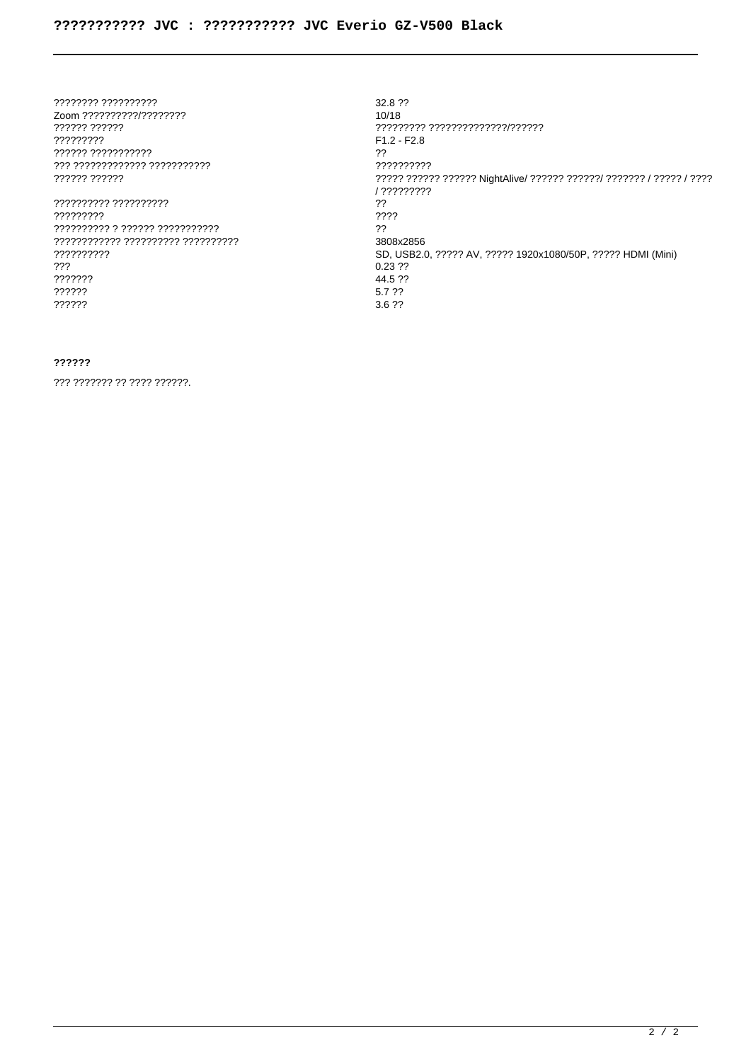| | |
|---|---|
| ???????? ?????????? | 32.8 ?? |
| Zoom ??????????/???????? | 10/18 |
| ?????? ?????? | ????????? ??????????????/?????? |
| ????????? | F1.2 - F2.8 |
| ?????? ??????????? | ?? |
| ??? ????????????? ??????????? | ?????????? |
| ?????? ?????? | ????? ?????? ?????? NightAlive/ ?????? ??????/ ??????? / ????? / ???? / ????????? |
| ?????????? ?????????? | ?? |
| ????????? | ???? |
| ?????????? ? ?????? ??????????? | ?? |
| ???????????? ?????????? ?????????? | 3808x2856 |
| ?????????? | SD, USB2.0, ????? AV, ????? 1920x1080/50P, ????? HDMI (Mini) |
| ??? | 0.23 ?? |
| ??????? | 44.5 ?? |
| ?????? | 5.7 ?? |
| ?????? | 3.6 ?? |

**??????**

??? ??????? ?? ???? ??????.